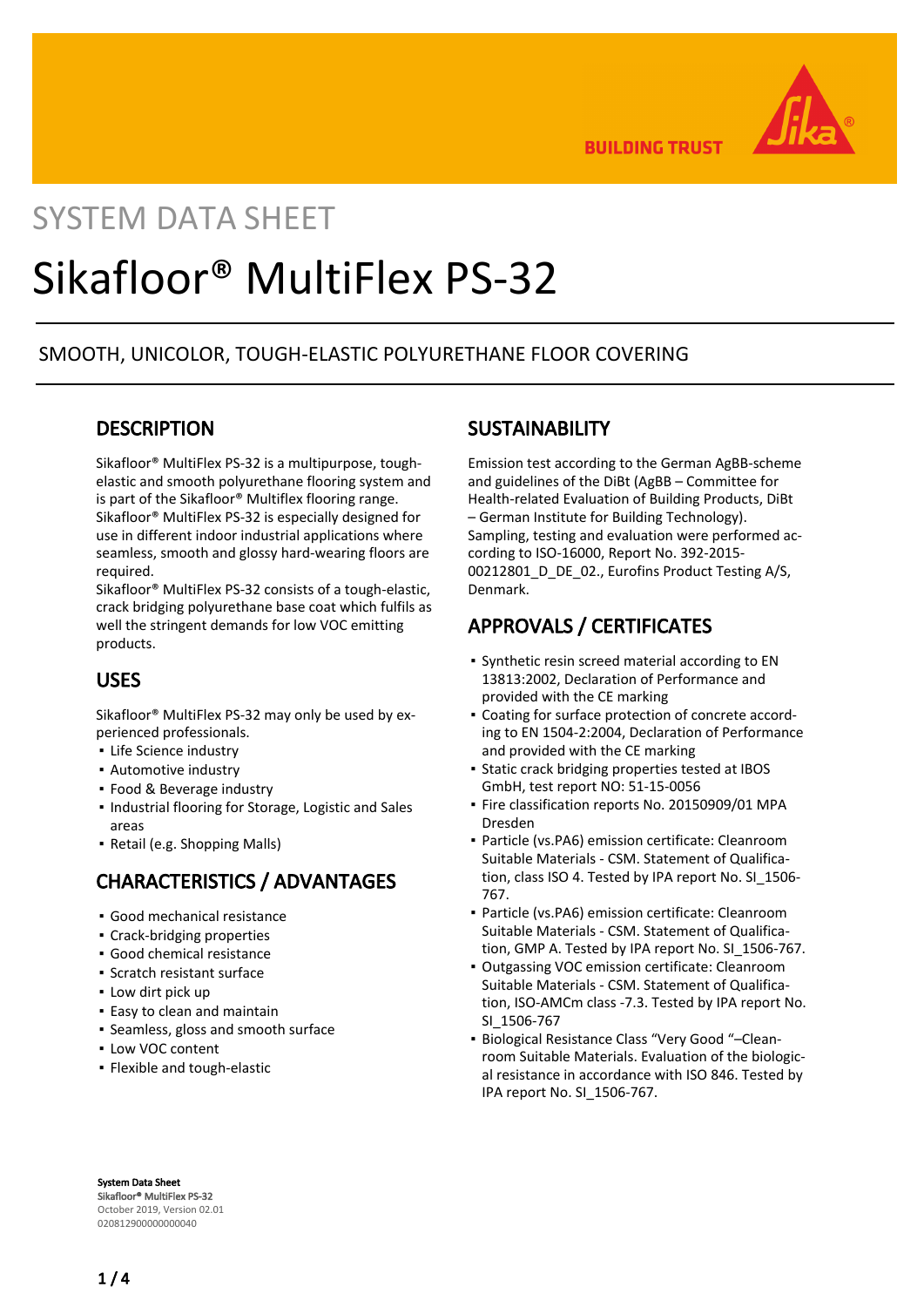SYSTEM DATA SHEET

# Sikafloor® MultiFlex PS-32

SMOOTH, UNICOLOR, TOUGH-ELASTIC POLYURETHANE FLOOR COVERING

## DESCRIPTION

Sikafloor® MultiFlex PS-32 is a multipurpose, tough-elastic and smooth polyurethane flooring system and is part of the Sikafloor® Multiflex flooring range. Sikafloor® MultiFlex PS-32 is especially designed for use in different indoor industrial applications where seamless, smooth and glossy hard-wearing floors are required.
Sikafloor® MultiFlex PS-32 consists of a tough-elastic, crack bridging polyurethane base coat which fulfils as well the stringent demands for low VOC emitting products.

## USES

Sikafloor® MultiFlex PS-32 may only be used by experienced professionals.

- Life Science industry
- Automotive industry
- Food & Beverage industry
- Industrial flooring for Storage, Logistic and Sales areas
- Retail (e.g. Shopping Malls)

## CHARACTERISTICS / ADVANTAGES

- Good mechanical resistance
- Crack-bridging properties
- Good chemical resistance
- Scratch resistant surface
- Low dirt pick up
- Easy to clean and maintain
- Seamless, gloss and smooth surface
- Low VOC content
- Flexible and tough-elastic

## SUSTAINABILITY

Emission test according to the German AgBB-scheme and guidelines of the DiBt (AgBB – Committee for Health-related Evaluation of Building Products, DiBt – German Institute for Building Technology). Sampling, testing and evaluation were performed according to ISO-16000, Report No. 392-2015-00212801_D_DE_02., Eurofins Product Testing A/S, Denmark.

## APPROVALS / CERTIFICATES

- Synthetic resin screed material according to EN 13813:2002, Declaration of Performance and provided with the CE marking
- Coating for surface protection of concrete according to EN 1504-2:2004, Declaration of Performance and provided with the CE marking
- Static crack bridging properties tested at IBOS GmbH, test report NO: 51-15-0056
- Fire classification reports No. 20150909/01 MPA Dresden
- Particle (vs.PA6) emission certificate: Cleanroom Suitable Materials - CSM. Statement of Qualification, class ISO 4. Tested by IPA report No. SI_1506-767.
- Particle (vs.PA6) emission certificate: Cleanroom Suitable Materials - CSM. Statement of Qualification, GMP A. Tested by IPA report No. SI_1506-767.
- Outgassing VOC emission certificate: Cleanroom Suitable Materials - CSM. Statement of Qualification, ISO-AMCm class -7.3. Tested by IPA report No. SI_1506-767
- Biological Resistance Class "Very Good "–Cleanroom Suitable Materials. Evaluation of the biological resistance in accordance with ISO 846. Tested by IPA report No. SI_1506-767.

**System Data Sheet**
**Sikafloor® MultiFlex PS-32**
October 2019, Version 02.01
020812900000000040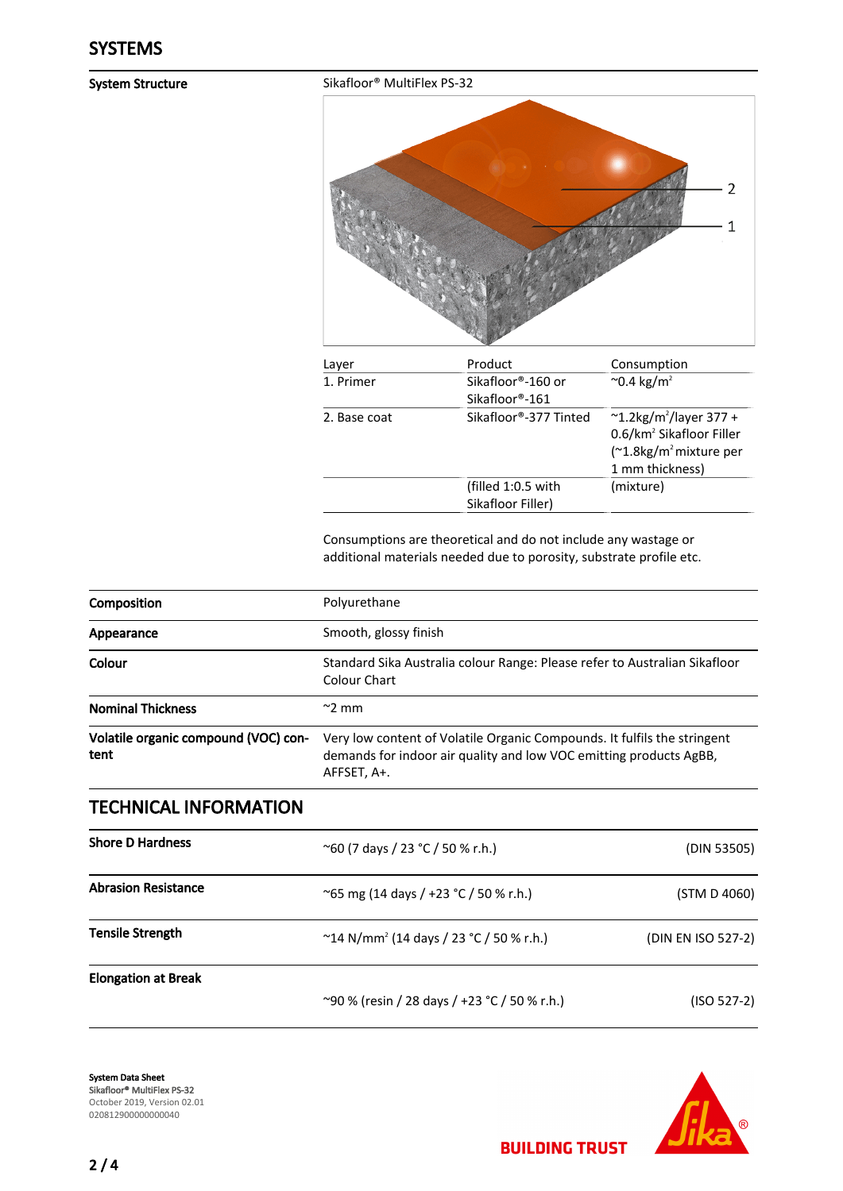## SYSTEMS

**System Structure**

Sikafloor® MultiFlex PS-32

2

1

| Layer | Product | Consumption |
|---|---|---|
| 1. Primer | Sikafloor®-160 or Sikafloor®-161 | ~0.4 kg/m² |
| 2. Base coat | Sikafloor®-377 Tinted | ~1.2kg/m²/layer 377 + 0.6/km² Sikafloor Filler (~1.8kg/m² mixture per 1 mm thickness) |
| | (filled 1:0.5 with Sikafloor Filler) | (mixture) |

Consumptions are theoretical and do not include any wastage or additional materials needed due to porosity, substrate profile etc.

| | |
|---|---|
| **Composition** | Polyurethane |
| **Appearance** | Smooth, glossy finish |
| **Colour** | Standard Sika Australia colour Range: Please refer to Australian Sikafloor Colour Chart |
| **Nominal Thickness** | ~2 mm |
| **Volatile organic compound (VOC) content** | Very low content of Volatile Organic Compounds. It fulfils the stringent demands for indoor air quality and low VOC emitting products AgBB, AFFSET, A+. |

## TECHNICAL INFORMATION

| | | |
|---|---|---|
| **Shore D Hardness** | ~60 (7 days / 23 °C / 50 % r.h.) | (DIN 53505) |
| **Abrasion Resistance** | ~65 mg (14 days / +23 °C / 50 % r.h.) | (STM D 4060) |
| **Tensile Strength** | ~14 N/mm² (14 days / 23 °C / 50 % r.h.) | (DIN EN ISO 527-2) |
| **Elongation at Break** | ~90 % (resin / 28 days / +23 °C / 50 % r.h.) | (ISO 527-2) |

**System Data Sheet**
Sikafloor® MultiFlex PS-32
October 2019, Version 02.01
020812900000000040

BUILDING TRUST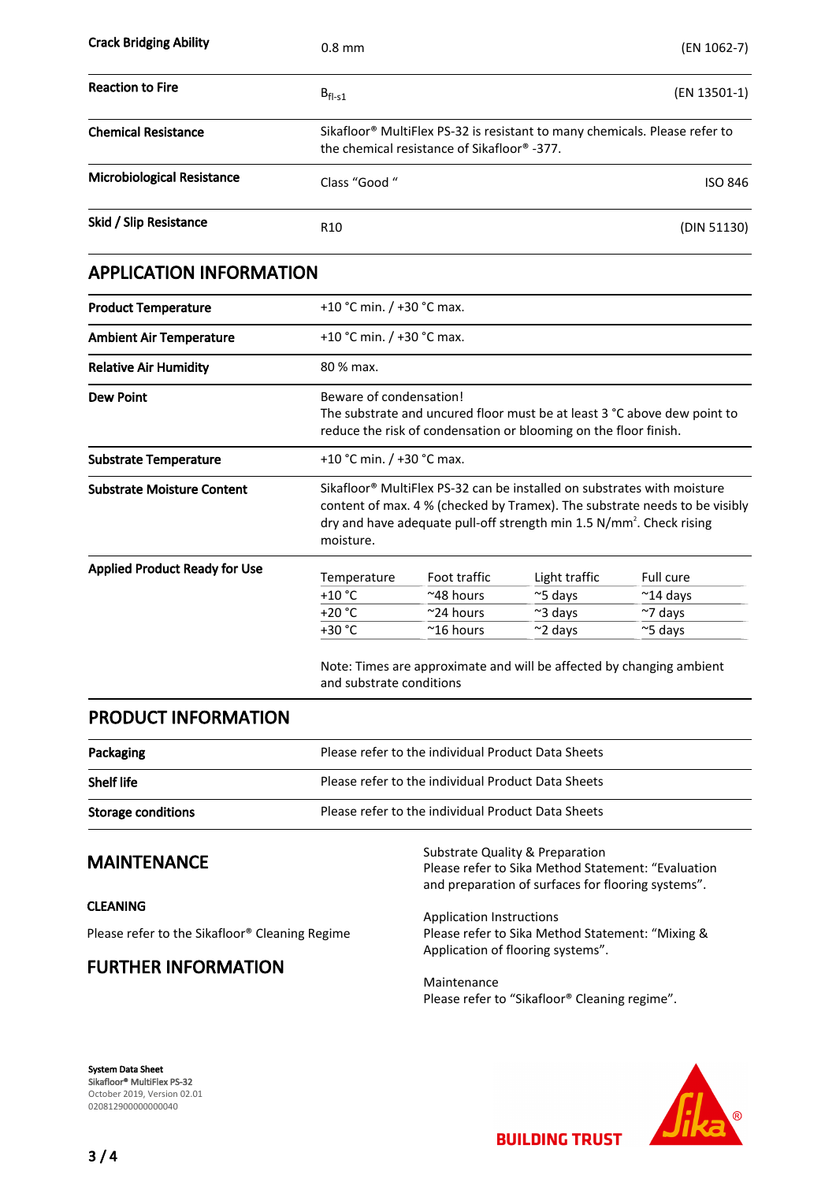| | | |
|---|---|---|
| **Crack Bridging Ability** | 0.8 mm | (EN 1062-7) |
| **Reaction to Fire** | $B_{fl-s1}$ | (EN 13501-1) |
| **Chemical Resistance** | Sikafloor® MultiFlex PS-32 is resistant to many chemicals. Please refer to the chemical resistance of Sikafloor® -377. | |
| **Microbiological Resistance** | Class "Good " | ISO 846 |
| **Skid / Slip Resistance** | R10 | (DIN 51130) |

## APPLICATION INFORMATION

| | |
|---|---|
| **Product Temperature** | +10 °C min. / +30 °C max. |
| **Ambient Air Temperature** | +10 °C min. / +30 °C max. |
| **Relative Air Humidity** | 80 % max. |
| **Dew Point** | Beware of condensation!<br>The substrate and uncured floor must be at least 3 °C above dew point to reduce the risk of condensation or blooming on the floor finish. |
| **Substrate Temperature** | +10 °C min. / +30 °C max. |
| **Substrate Moisture Content** | Sikafloor® MultiFlex PS-32 can be installed on substrates with moisture content of max. 4 % (checked by Tramex). The substrate needs to be visibly dry and have adequate pull-off strength min 1.5 N/mm². Check rising moisture. |

**Applied Product Ready for Use**

| Temperature | Foot traffic | Light traffic | Full cure |
|---|---|---|---|
| +10 °C | ~48 hours | ~5 days | ~14 days |
| +20 °C | ~24 hours | ~3 days | ~7 days |
| +30 °C | ~16 hours | ~2 days | ~5 days |

Note: Times are approximate and will be affected by changing ambient and substrate conditions

## PRODUCT INFORMATION

| | |
|---|---|
| **Packaging** | Please refer to the individual Product Data Sheets |
| **Shelf life** | Please refer to the individual Product Data Sheets |
| **Storage conditions** | Please refer to the individual Product Data Sheets |

## MAINTENANCE

### CLEANING

Please refer to the Sikafloor® Cleaning Regime

## FURTHER INFORMATION

Substrate Quality & Preparation
Please refer to Sika Method Statement: "Evaluation and preparation of surfaces for flooring systems".

Application Instructions
Please refer to Sika Method Statement: "Mixing & Application of flooring systems".

Maintenance
Please refer to "Sikafloor® Cleaning regime".

**System Data Sheet**
**Sikafloor® MultiFlex PS-32**
October 2019, Version 02.01
020812900000000040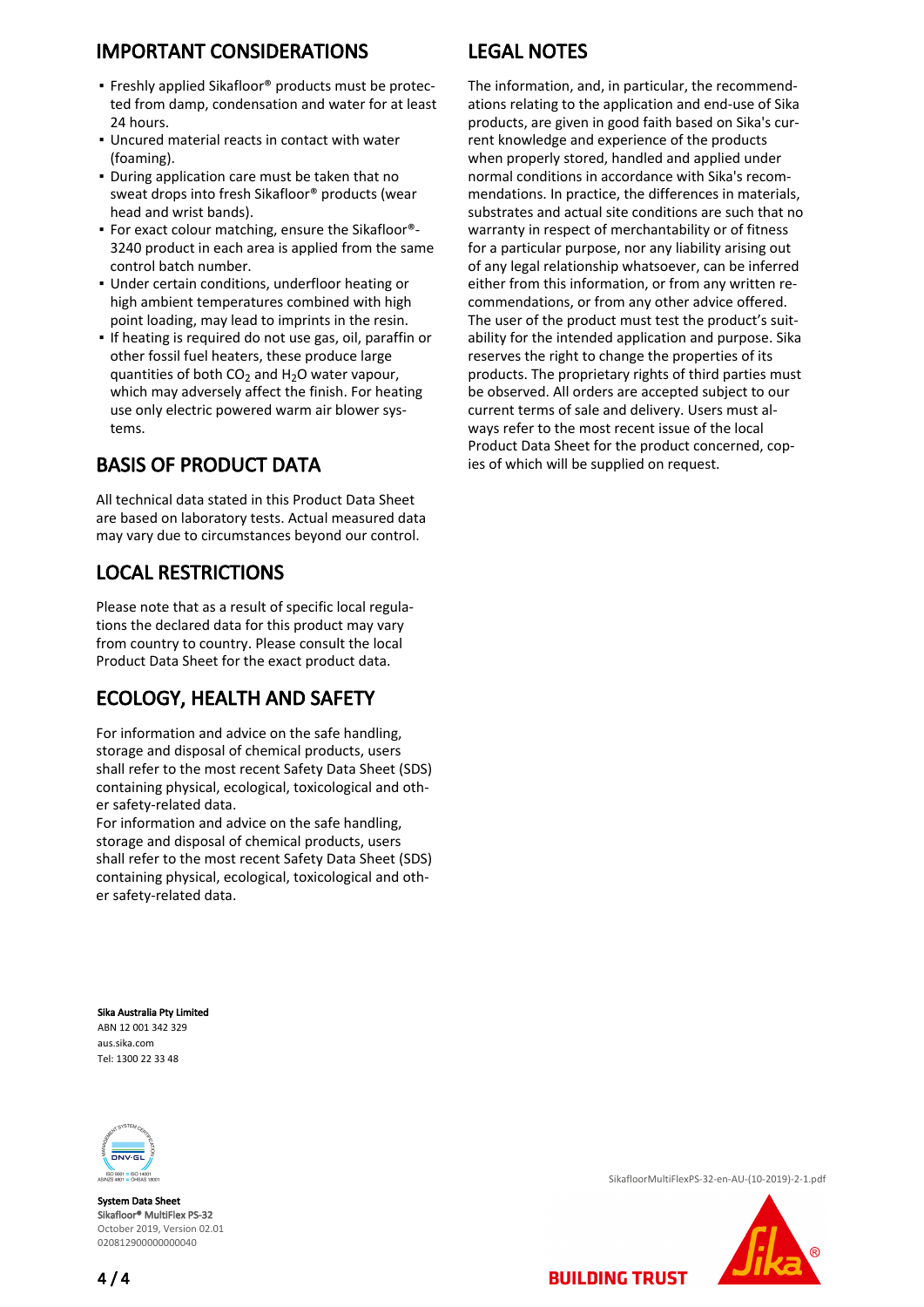## IMPORTANT CONSIDERATIONS

- Freshly applied Sikafloor® products must be protected from damp, condensation and water for at least 24 hours.
- Uncured material reacts in contact with water (foaming).
- During application care must be taken that no sweat drops into fresh Sikafloor® products (wear head and wrist bands).
- For exact colour matching, ensure the Sikafloor®-3240 product in each area is applied from the same control batch number.
- Under certain conditions, underfloor heating or high ambient temperatures combined with high point loading, may lead to imprints in the resin.
- If heating is required do not use gas, oil, paraffin or other fossil fuel heaters, these produce large quantities of both $CO_2$ and $H_2O$ water vapour, which may adversely affect the finish. For heating use only electric powered warm air blower systems.

## BASIS OF PRODUCT DATA

All technical data stated in this Product Data Sheet are based on laboratory tests. Actual measured data may vary due to circumstances beyond our control.

## LOCAL RESTRICTIONS

Please note that as a result of specific local regulations the declared data for this product may vary from country to country. Please consult the local Product Data Sheet for the exact product data.

## ECOLOGY, HEALTH AND SAFETY

For information and advice on the safe handling, storage and disposal of chemical products, users shall refer to the most recent Safety Data Sheet (SDS) containing physical, ecological, toxicological and other safety-related data.
For information and advice on the safe handling, storage and disposal of chemical products, users shall refer to the most recent Safety Data Sheet (SDS) containing physical, ecological, toxicological and other safety-related data.

## LEGAL NOTES

The information, and, in particular, the recommendations relating to the application and end-use of Sika products, are given in good faith based on Sika's current knowledge and experience of the products when properly stored, handled and applied under normal conditions in accordance with Sika's recommendations. In practice, the differences in materials, substrates and actual site conditions are such that no warranty in respect of merchantability or of fitness for a particular purpose, nor any liability arising out of any legal relationship whatsoever, can be inferred either from this information, or from any written recommendations, or from any other advice offered. The user of the product must test the product's suitability for the intended application and purpose. Sika reserves the right to change the properties of its products. The proprietary rights of third parties must be observed. All orders are accepted subject to our current terms of sale and delivery. Users must always refer to the most recent issue of the local Product Data Sheet for the product concerned, copies of which will be supplied on request.

**Sika Australia Pty Limited**
ABN 12 001 342 329
aus.sika.com
Tel: 1300 22 33 48

**System Data Sheet**
**Sikafloor® MultiFlex PS-32**
October 2019, Version 02.01
020812900000000040

SikafloorMultiFlexPS-32-en-AU-(10-2019)-2-1.pdf

BUILDING TRUST